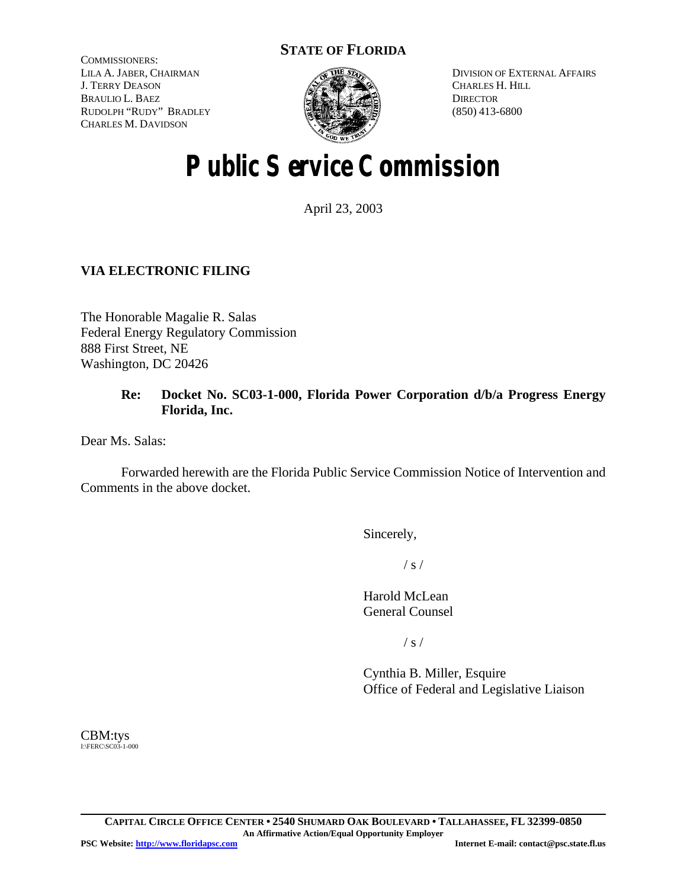**STATE OF FLORIDA**

COMMISSIONERS:
LILA A. JABER, CHAIRMAN
J. TERRY DEASON
BRAULIO L. BAEZ
RUDOLPH "RUDY" BRADLEY
CHARLES M. DAVIDSON

DIVISION OF EXTERNAL AFFAIRS
CHARLES H. HILL
DIRECTOR
(850) 413-6800

# Public Service Commission

April 23, 2003

**VIA ELECTRONIC FILING**

The Honorable Magalie R. Salas
Federal Energy Regulatory Commission
888 First Street, NE
Washington, DC 20426

**Re: Docket No. SC03-1-000, Florida Power Corporation d/b/a Progress Energy Florida, Inc.**

Dear Ms. Salas:

Forwarded herewith are the Florida Public Service Commission Notice of Intervention and Comments in the above docket.

Sincerely,

/ s /

Harold McLean
General Counsel

/ s /

Cynthia B. Miller, Esquire
Office of Federal and Legislative Liaison

CBM:tys
I:\FERC\SC03-1-000

**CAPITAL CIRCLE OFFICE CENTER • 2540 SHUMARD OAK BOULEVARD • TALLAHASSEE, FL 32399-0850**
**An Affirmative Action/Equal Opportunity Employer**
**PSC Website: http://www.floridapsc.com** **Internet E-mail: contact@psc.state.fl.us**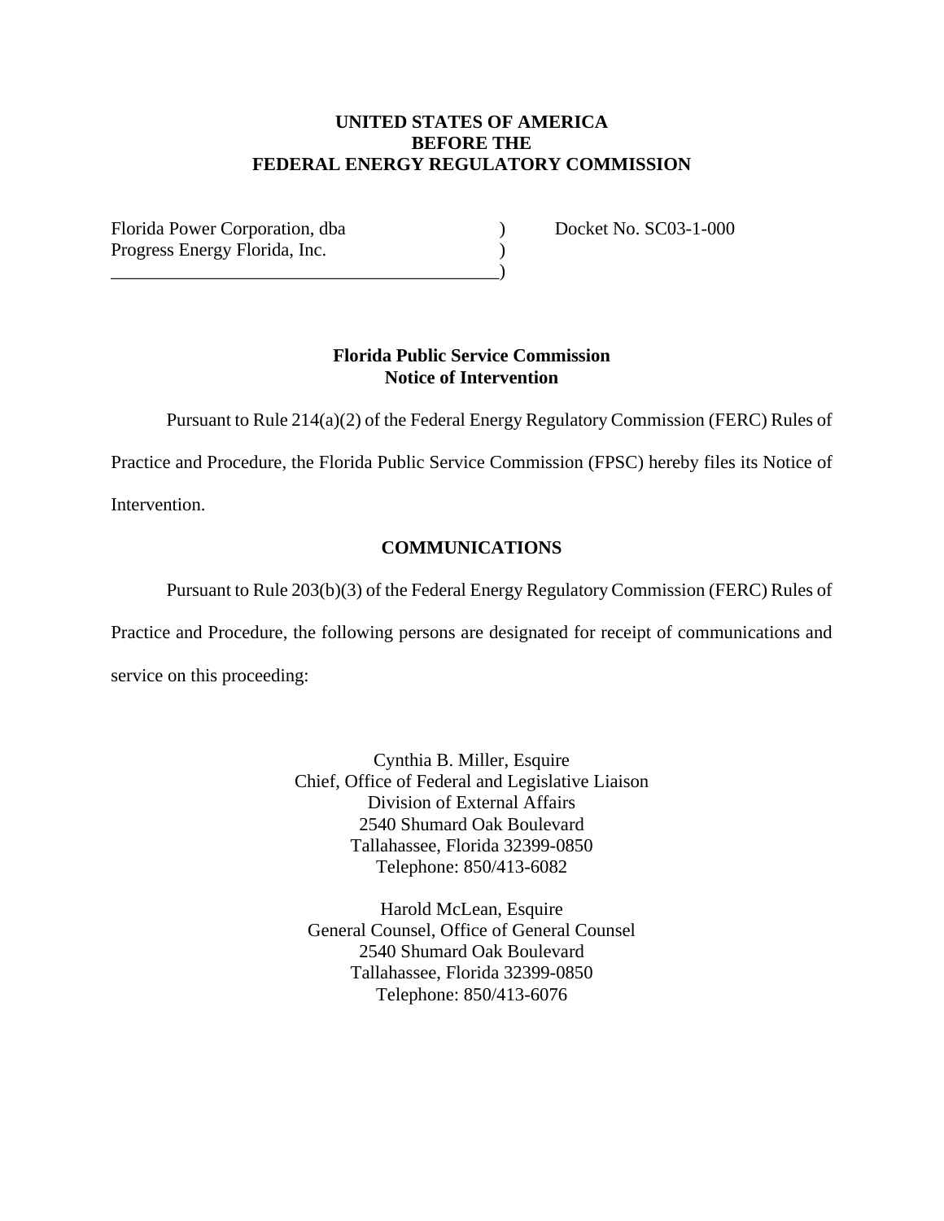**UNITED STATES OF AMERICA**
**BEFORE THE**
**FEDERAL ENERGY REGULATORY COMMISSION**

| | | |
|---|---|---|
| Florida Power Corporation, dba | ) | Docket No. SC03-1-000 |
| Progress Energy Florida, Inc. | ) | |
| ___________________________________________ | ) | |

**Florida Public Service Commission**
**Notice of Intervention**

Pursuant to Rule 214(a)(2) of the Federal Energy Regulatory Commission (FERC) Rules of Practice and Procedure, the Florida Public Service Commission (FPSC) hereby files its Notice of Intervention.

**COMMUNICATIONS**

Pursuant to Rule 203(b)(3) of the Federal Energy Regulatory Commission (FERC) Rules of Practice and Procedure, the following persons are designated for receipt of communications and service on this proceeding:

Cynthia B. Miller, Esquire
Chief, Office of Federal and Legislative Liaison
Division of External Affairs
2540 Shumard Oak Boulevard
Tallahassee, Florida 32399-0850
Telephone: 850/413-6082

Harold McLean, Esquire
General Counsel, Office of General Counsel
2540 Shumard Oak Boulevard
Tallahassee, Florida 32399-0850
Telephone: 850/413-6076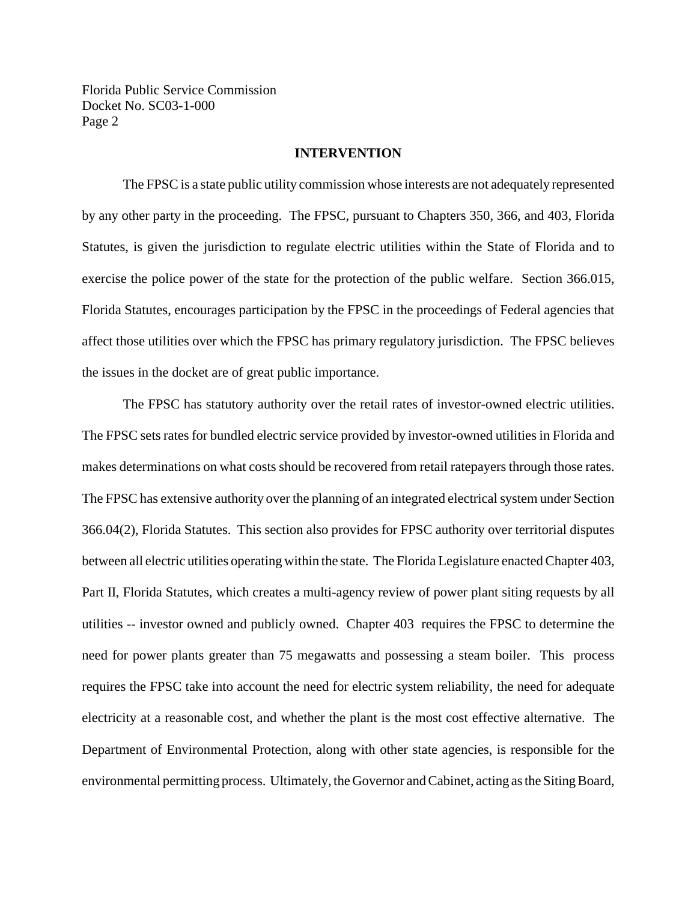## INTERVENTION

The FPSC is a state public utility commission whose interests are not adequately represented by any other party in the proceeding. The FPSC, pursuant to Chapters 350, 366, and 403, Florida Statutes, is given the jurisdiction to regulate electric utilities within the State of Florida and to exercise the police power of the state for the protection of the public welfare. Section 366.015, Florida Statutes, encourages participation by the FPSC in the proceedings of Federal agencies that affect those utilities over which the FPSC has primary regulatory jurisdiction. The FPSC believes the issues in the docket are of great public importance.

The FPSC has statutory authority over the retail rates of investor-owned electric utilities. The FPSC sets rates for bundled electric service provided by investor-owned utilities in Florida and makes determinations on what costs should be recovered from retail ratepayers through those rates. The FPSC has extensive authority over the planning of an integrated electrical system under Section 366.04(2), Florida Statutes. This section also provides for FPSC authority over territorial disputes between all electric utilities operating within the state. The Florida Legislature enacted Chapter 403, Part II, Florida Statutes, which creates a multi-agency review of power plant siting requests by all utilities -- investor owned and publicly owned. Chapter 403 requires the FPSC to determine the need for power plants greater than 75 megawatts and possessing a steam boiler. This process requires the FPSC take into account the need for electric system reliability, the need for adequate electricity at a reasonable cost, and whether the plant is the most cost effective alternative. The Department of Environmental Protection, along with other state agencies, is responsible for the environmental permitting process. Ultimately, the Governor and Cabinet, acting as the Siting Board,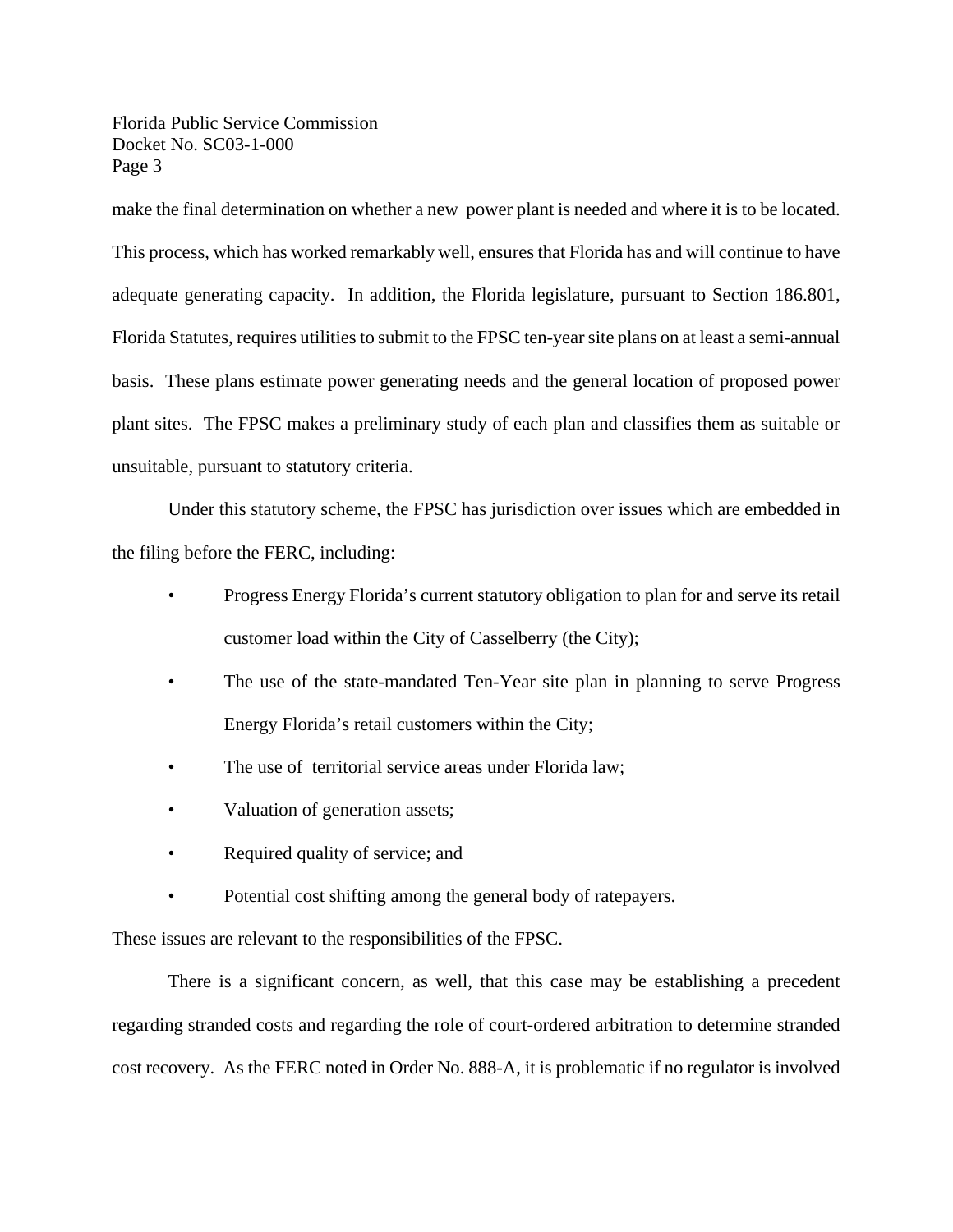make the final determination on whether a new power plant is needed and where it is to be located. This process, which has worked remarkably well, ensures that Florida has and will continue to have adequate generating capacity. In addition, the Florida legislature, pursuant to Section 186.801, Florida Statutes, requires utilities to submit to the FPSC ten-year site plans on at least a semi-annual basis. These plans estimate power generating needs and the general location of proposed power plant sites. The FPSC makes a preliminary study of each plan and classifies them as suitable or unsuitable, pursuant to statutory criteria.

Under this statutory scheme, the FPSC has jurisdiction over issues which are embedded in the filing before the FERC, including:

- Progress Energy Florida's current statutory obligation to plan for and serve its retail customer load within the City of Casselberry (the City);
- The use of the state-mandated Ten-Year site plan in planning to serve Progress Energy Florida's retail customers within the City;
- The use of territorial service areas under Florida law;
- Valuation of generation assets;
- Required quality of service; and
- Potential cost shifting among the general body of ratepayers.

These issues are relevant to the responsibilities of the FPSC.

There is a significant concern, as well, that this case may be establishing a precedent regarding stranded costs and regarding the role of court-ordered arbitration to determine stranded cost recovery. As the FERC noted in Order No. 888-A, it is problematic if no regulator is involved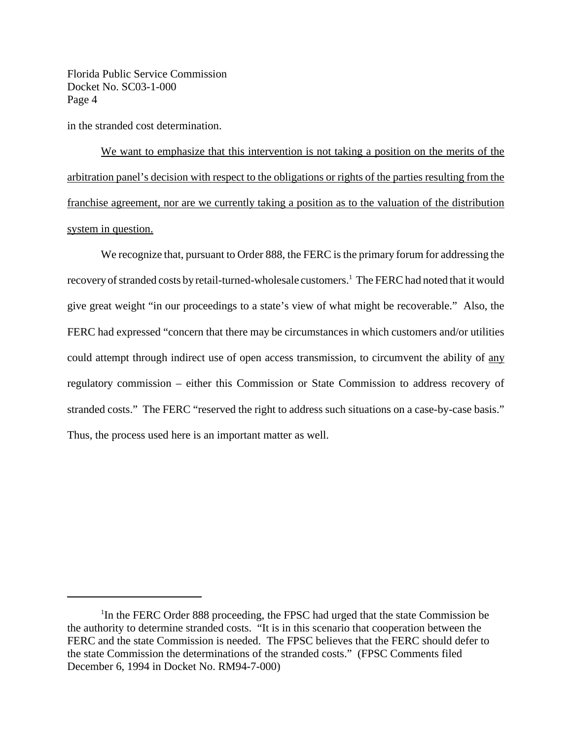in the stranded cost determination.

<u>We want to emphasize that this intervention is not taking a position on the merits of the arbitration panel's decision with respect to the obligations or rights of the parties resulting from the franchise agreement, nor are we currently taking a position as to the valuation of the distribution system in question.</u>

We recognize that, pursuant to Order 888, the FERC is the primary forum for addressing the recovery of stranded costs by retail-turned-wholesale customers.[1] The FERC had noted that it would give great weight "in our proceedings to a state's view of what might be recoverable." Also, the FERC had expressed "concern that there may be circumstances in which customers and/or utilities could attempt through indirect use of open access transmission, to circumvent the ability of <u>any</u> regulatory commission – either this Commission or State Commission to address recovery of stranded costs." The FERC "reserved the right to address such situations on a case-by-case basis." Thus, the process used here is an important matter as well.

---

[1] In the FERC Order 888 proceeding, the FPSC had urged that the state Commission be the authority to determine stranded costs. "It is in this scenario that cooperation between the FERC and the state Commission is needed. The FPSC believes that the FERC should defer to the state Commission the determinations of the stranded costs." (FPSC Comments filed December 6, 1994 in Docket No. RM94-7-000)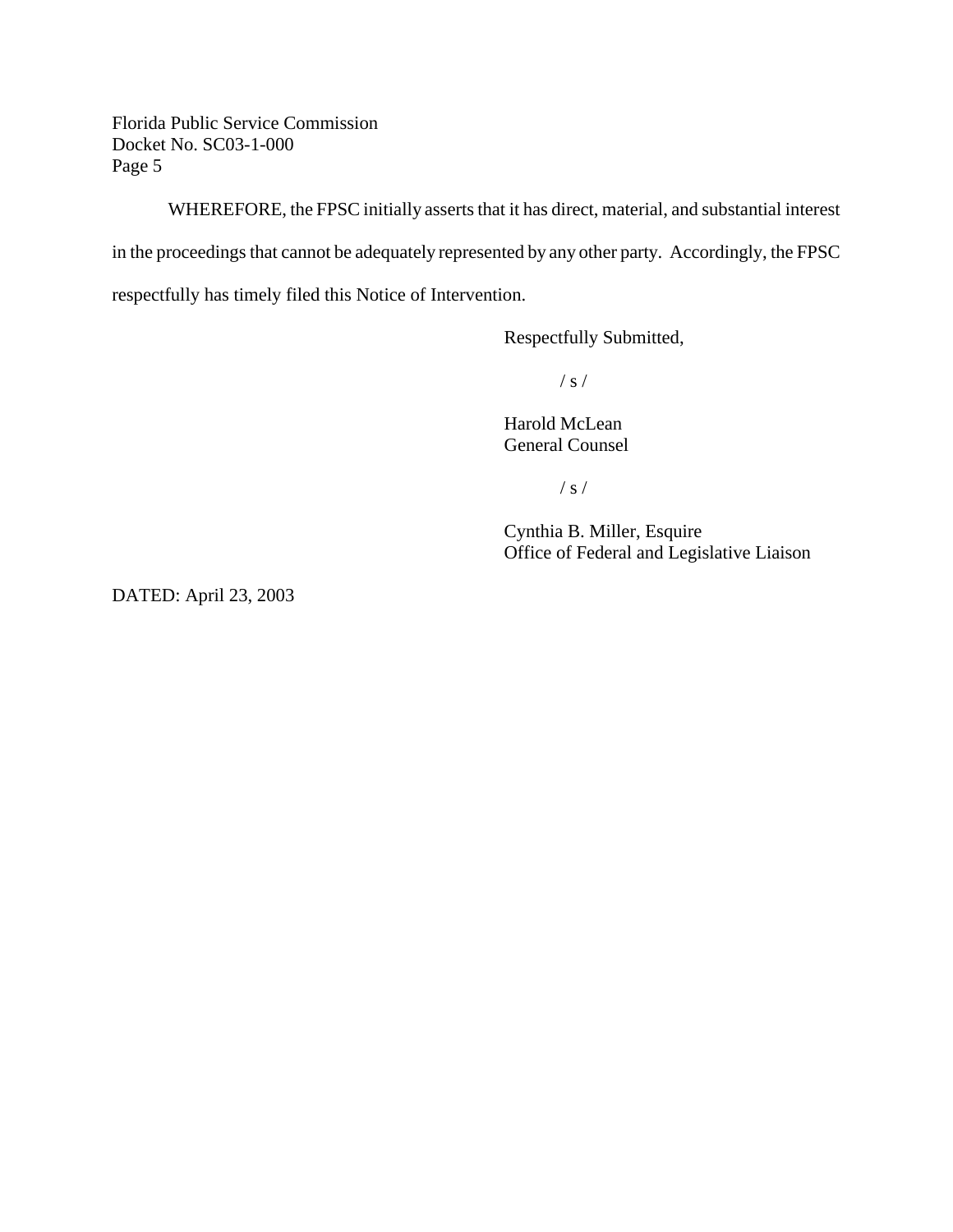WHEREFORE, the FPSC initially asserts that it has direct, material, and substantial interest in the proceedings that cannot be adequately represented by any other party. Accordingly, the FPSC respectfully has timely filed this Notice of Intervention.

Respectfully Submitted,

/ s /

Harold McLean
General Counsel

/ s /

Cynthia B. Miller, Esquire
Office of Federal and Legislative Liaison

DATED: April 23, 2003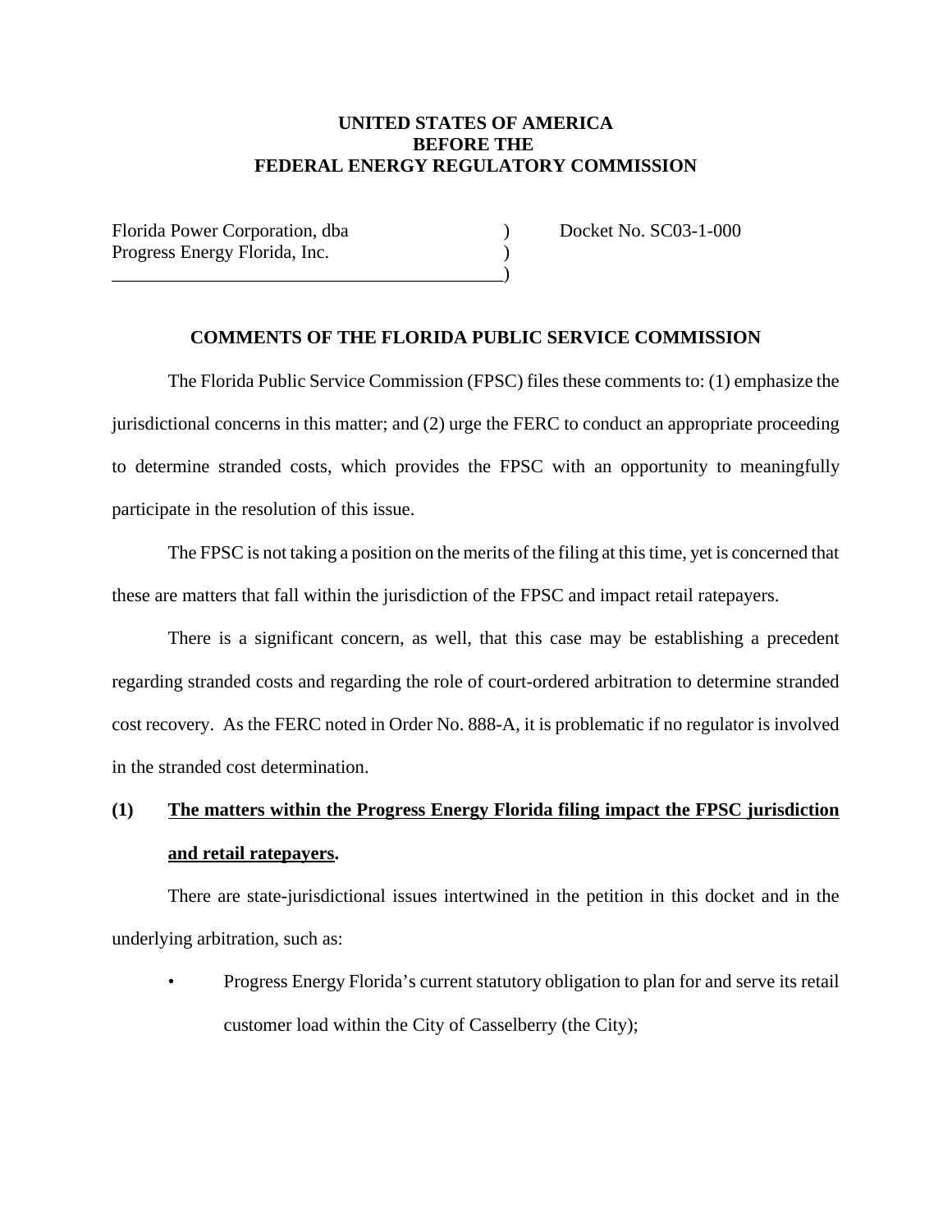**UNITED STATES OF AMERICA**
**BEFORE THE**
**FEDERAL ENERGY REGULATORY COMMISSION**

| | | |
|---|---|---|
| Florida Power Corporation, dba Progress Energy Florida, Inc. | ) ) ) | Docket No. SC03-1-000 |

**COMMENTS OF THE FLORIDA PUBLIC SERVICE COMMISSION**

The Florida Public Service Commission (FPSC) files these comments to: (1) emphasize the jurisdictional concerns in this matter; and (2) urge the FERC to conduct an appropriate proceeding to determine stranded costs, which provides the FPSC with an opportunity to meaningfully participate in the resolution of this issue.

The FPSC is not taking a position on the merits of the filing at this time, yet is concerned that these are matters that fall within the jurisdiction of the FPSC and impact retail ratepayers.

There is a significant concern, as well, that this case may be establishing a precedent regarding stranded costs and regarding the role of court-ordered arbitration to determine stranded cost recovery. As the FERC noted in Order No. 888-A, it is problematic if no regulator is involved in the stranded cost determination.

**(1) <u>The matters within the Progress Energy Florida filing impact the FPSC jurisdiction and retail ratepayers</u>.**

There are state-jurisdictional issues intertwined in the petition in this docket and in the underlying arbitration, such as:

- Progress Energy Florida's current statutory obligation to plan for and serve its retail customer load within the City of Casselberry (the City);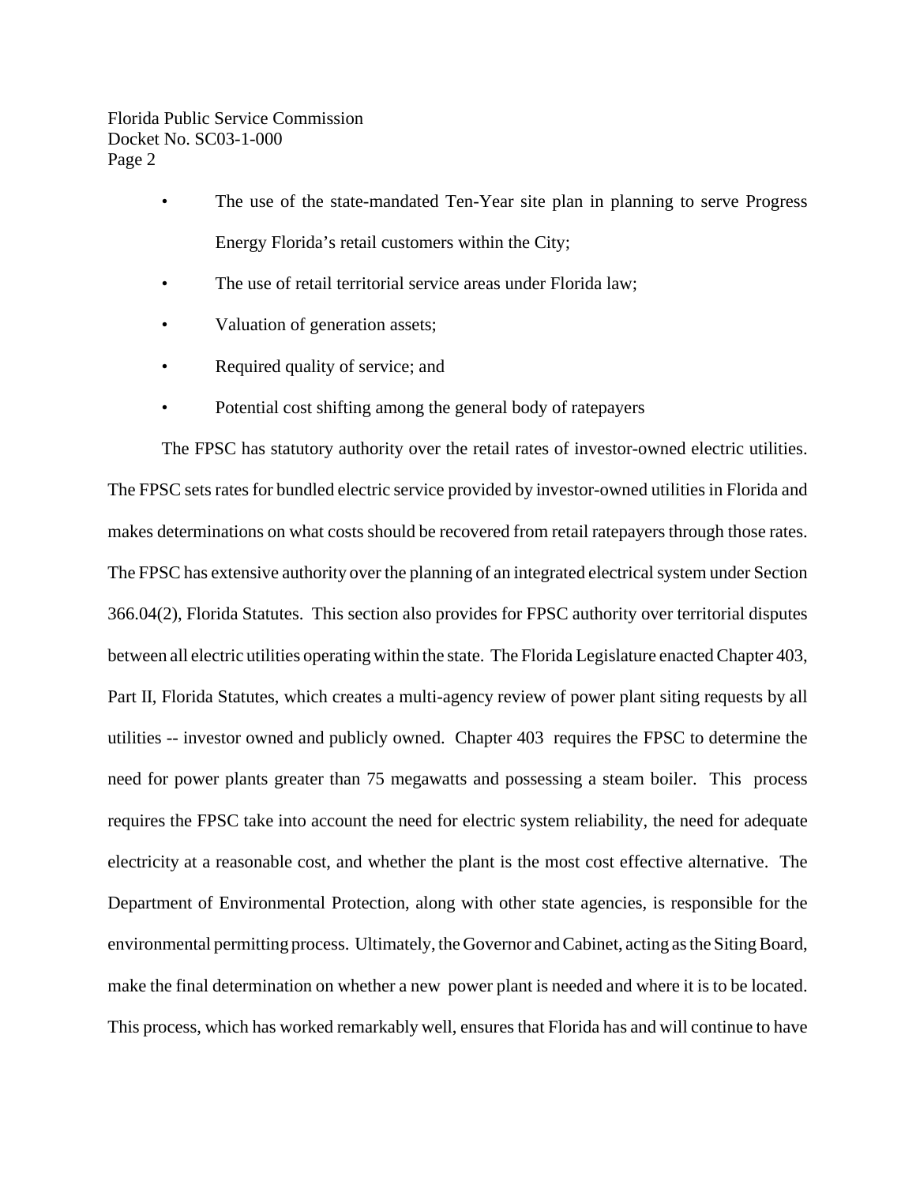- The use of the state-mandated Ten-Year site plan in planning to serve Progress Energy Florida's retail customers within the City;
- The use of retail territorial service areas under Florida law;
- Valuation of generation assets;
- Required quality of service; and
- Potential cost shifting among the general body of ratepayers

The FPSC has statutory authority over the retail rates of investor-owned electric utilities. The FPSC sets rates for bundled electric service provided by investor-owned utilities in Florida and makes determinations on what costs should be recovered from retail ratepayers through those rates. The FPSC has extensive authority over the planning of an integrated electrical system under Section 366.04(2), Florida Statutes. This section also provides for FPSC authority over territorial disputes between all electric utilities operating within the state. The Florida Legislature enacted Chapter 403, Part II, Florida Statutes, which creates a multi-agency review of power plant siting requests by all utilities -- investor owned and publicly owned. Chapter 403 requires the FPSC to determine the need for power plants greater than 75 megawatts and possessing a steam boiler. This process requires the FPSC take into account the need for electric system reliability, the need for adequate electricity at a reasonable cost, and whether the plant is the most cost effective alternative. The Department of Environmental Protection, along with other state agencies, is responsible for the environmental permitting process. Ultimately, the Governor and Cabinet, acting as the Siting Board, make the final determination on whether a new power plant is needed and where it is to be located. This process, which has worked remarkably well, ensures that Florida has and will continue to have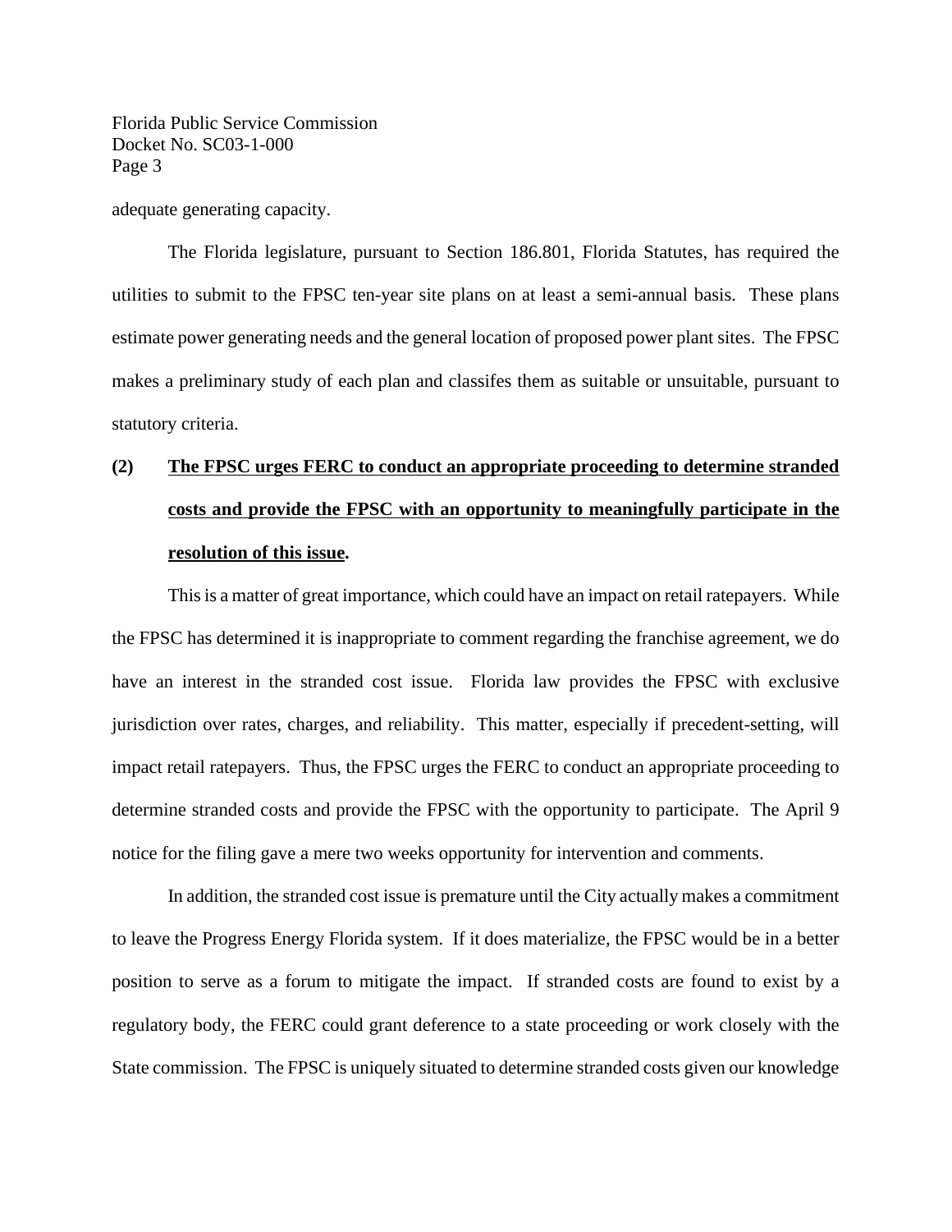adequate generating capacity.

The Florida legislature, pursuant to Section 186.801, Florida Statutes, has required the utilities to submit to the FPSC ten-year site plans on at least a semi-annual basis. These plans estimate power generating needs and the general location of proposed power plant sites. The FPSC makes a preliminary study of each plan and classifes them as suitable or unsuitable, pursuant to statutory criteria.

**(2) <u>The FPSC urges FERC to conduct an appropriate proceeding to determine stranded costs and provide the FPSC with an opportunity to meaningfully participate in the resolution of this issue</u>.**

This is a matter of great importance, which could have an impact on retail ratepayers. While the FPSC has determined it is inappropriate to comment regarding the franchise agreement, we do have an interest in the stranded cost issue. Florida law provides the FPSC with exclusive jurisdiction over rates, charges, and reliability. This matter, especially if precedent-setting, will impact retail ratepayers. Thus, the FPSC urges the FERC to conduct an appropriate proceeding to determine stranded costs and provide the FPSC with the opportunity to participate. The April 9 notice for the filing gave a mere two weeks opportunity for intervention and comments.

In addition, the stranded cost issue is premature until the City actually makes a commitment to leave the Progress Energy Florida system. If it does materialize, the FPSC would be in a better position to serve as a forum to mitigate the impact. If stranded costs are found to exist by a regulatory body, the FERC could grant deference to a state proceeding or work closely with the State commission. The FPSC is uniquely situated to determine stranded costs given our knowledge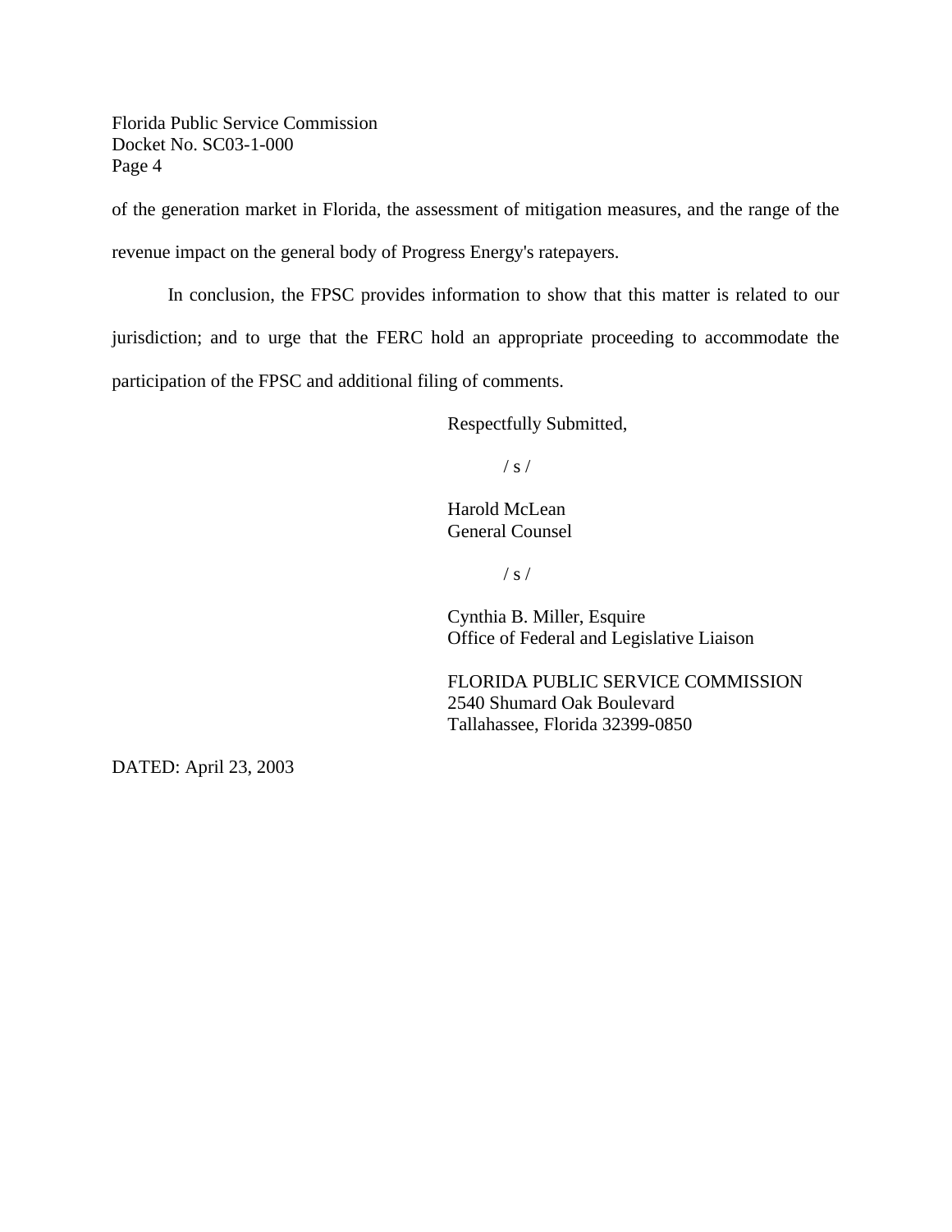of the generation market in Florida, the assessment of mitigation measures, and the range of the revenue impact on the general body of Progress Energy's ratepayers.

In conclusion, the FPSC provides information to show that this matter is related to our jurisdiction; and to urge that the FERC hold an appropriate proceeding to accommodate the participation of the FPSC and additional filing of comments.

Respectfully Submitted,

/ s /

Harold McLean
General Counsel

/ s /

Cynthia B. Miller, Esquire
Office of Federal and Legislative Liaison

FLORIDA PUBLIC SERVICE COMMISSION
2540 Shumard Oak Boulevard
Tallahassee, Florida 32399-0850

DATED: April 23, 2003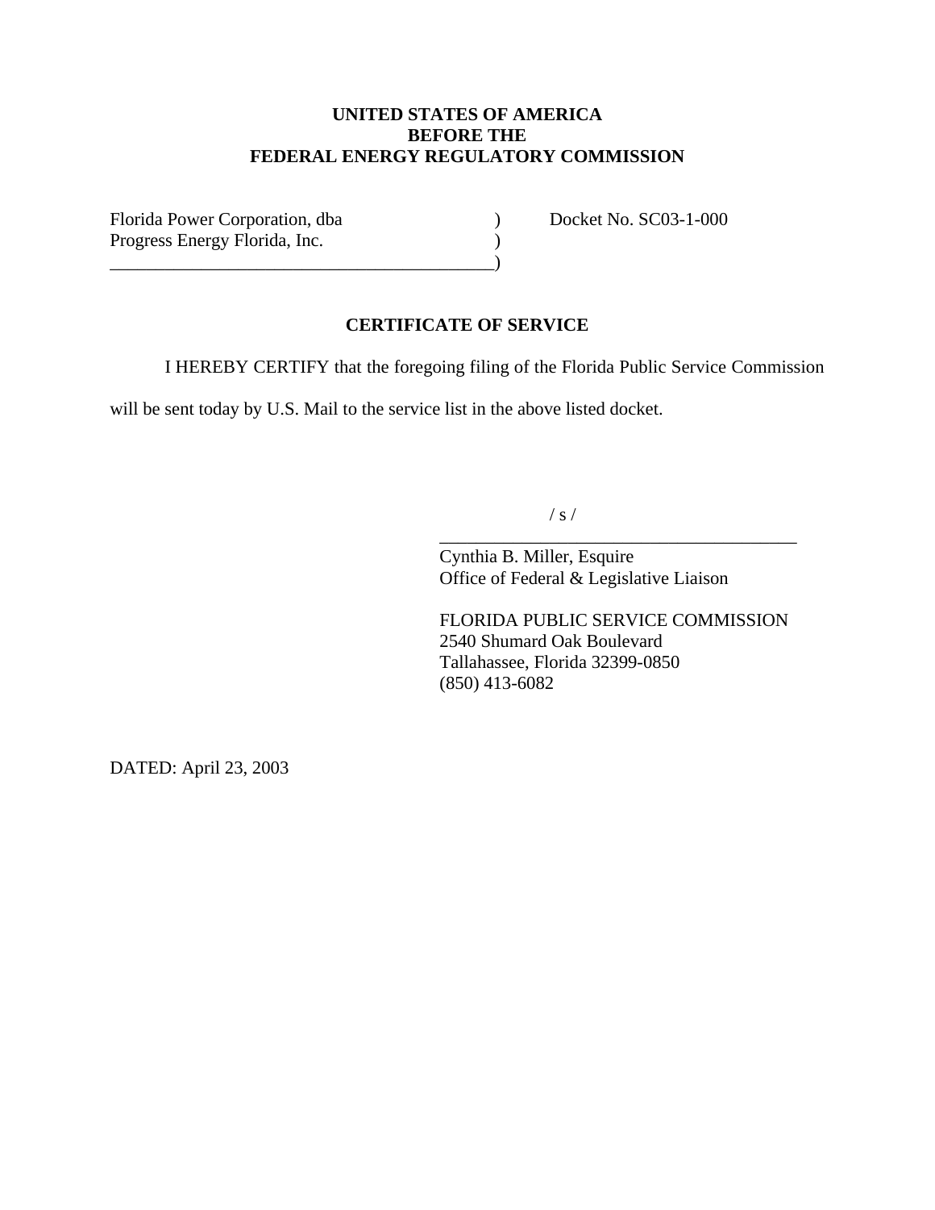**UNITED STATES OF AMERICA**
**BEFORE THE**
**FEDERAL ENERGY REGULATORY COMMISSION**

Florida Power Corporation, dba )
Progress Energy Florida, Inc. )
___________________________________________) Docket No. SC03-1-000

**CERTIFICATE OF SERVICE**

I HEREBY CERTIFY that the foregoing filing of the Florida Public Service Commission will be sent today by U.S. Mail to the service list in the above listed docket.

/ s /
________________________________________
Cynthia B. Miller, Esquire
Office of Federal & Legislative Liaison

FLORIDA PUBLIC SERVICE COMMISSION
2540 Shumard Oak Boulevard
Tallahassee, Florida 32399-0850
(850) 413-6082

DATED: April 23, 2003